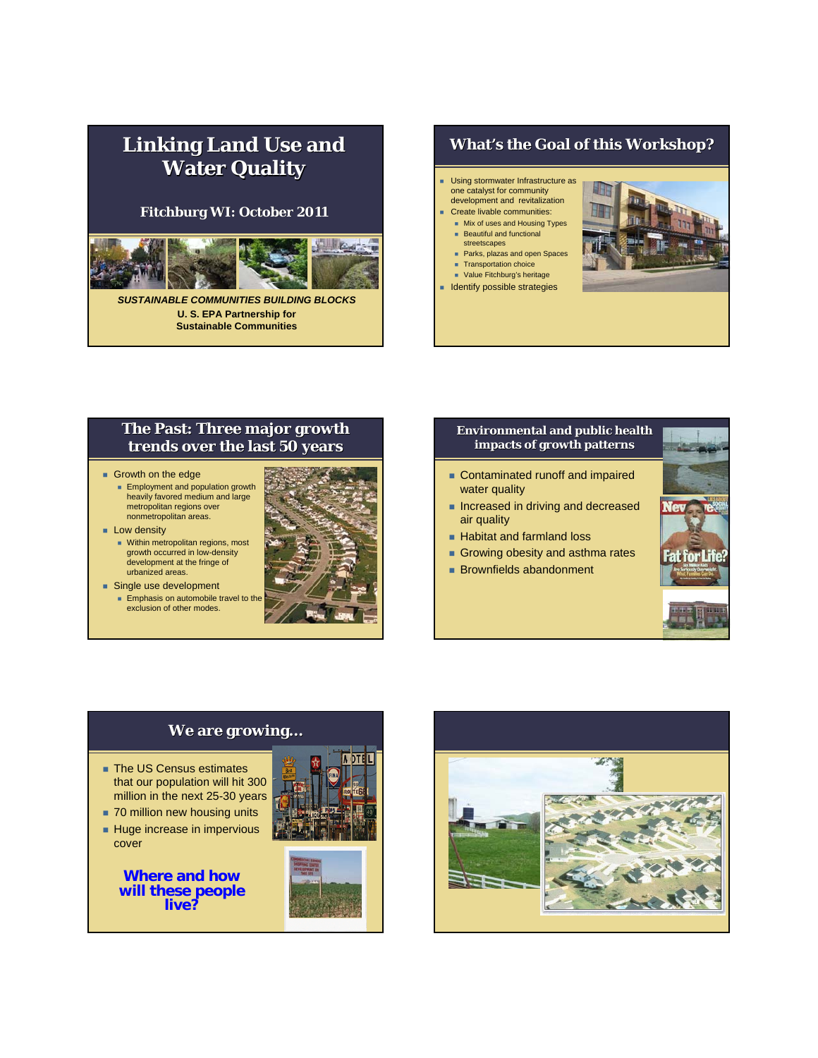# Linking Land Use and Water Quality

**Fitchburg WI: October 2011**

***SUSTAINABLE COMMUNITIES BUILDING BLOCKS***

**U. S. EPA Partnership for Sustainable Communities**

## What's the Goal of this Workshop?

- Using stormwater Infrastructure as one catalyst for community development and revitalization
- Create livable communities:
  - Mix of uses and Housing Types
  - Beautiful and functional streetscapes
  - Parks, plazas and open Spaces
  - Transportation choice
  - Value Fitchburg's heritage
- Identify possible strategies

## The Past: Three major growth trends over the last 50 years

- Growth on the edge
  - Employment and population growth heavily favored medium and large metropolitan regions over nonmetropolitan areas.
- Low density
  - Within metropolitan regions, most growth occurred in low-density development at the fringe of urbanized areas.
- Single use development
  - Emphasis on automobile travel to the exclusion of other modes.

## Environmental and public health impacts of growth patterns

- Contaminated runoff and impaired water quality
- Increased in driving and decreased air quality
- Habitat and farmland loss
- Growing obesity and asthma rates
- Brownfields abandonment

## We are growing…

- The US Census estimates that our population will hit 300 million in the next 25-30 years
- 70 million new housing units
- Huge increase in impervious cover

**Where and how will these people live?**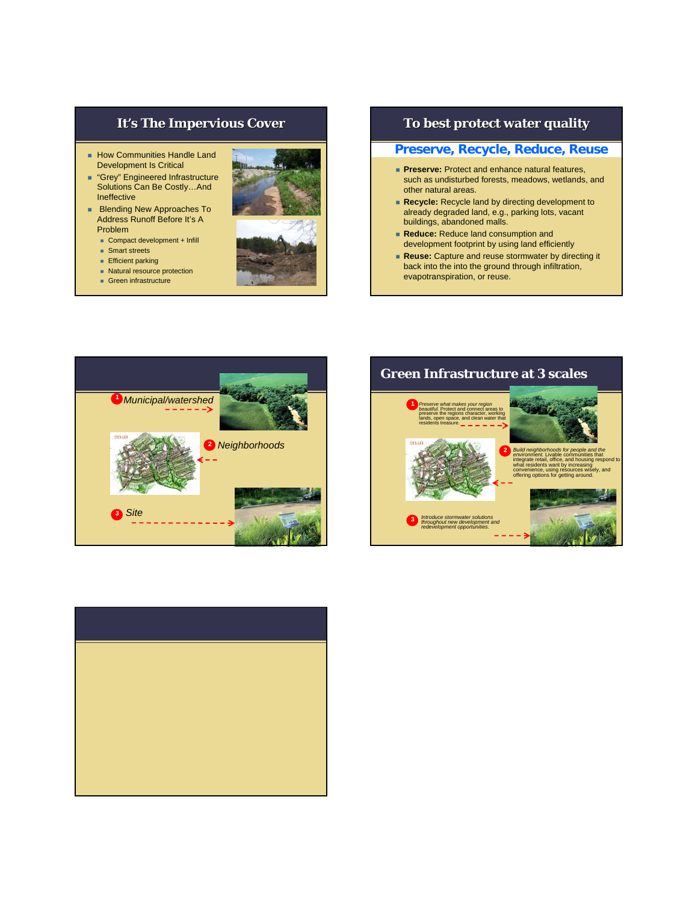## It's The Impervious Cover

- How Communities Handle Land Development Is Critical
- "Grey" Engineered Infrastructure Solutions Can Be Costly…And Ineffective
- Blending New Approaches To Address Runoff Before It's A Problem
  - Compact development + Infill
  - Smart streets
  - Efficient parking
  - Natural resource protection
  - Green infrastructure

## To best protect water quality

### Preserve, Recycle, Reduce, Reuse

- **Preserve:** Protect and enhance natural features, such as undisturbed forests, meadows, wetlands, and other natural areas.
- **Recycle:** Recycle land by directing development to already degraded land, e.g., parking lots, vacant buildings, abandoned malls.
- **Reduce:** Reduce land consumption and development footprint by using land efficiently
- **Reuse:** Capture and reuse stormwater by directing it back into the into the ground through infiltration, evapotranspiration, or reuse.

1 *Municipal/watershed*

2 *Neighborhoods*

3 *Site*

## Green Infrastructure at 3 scales

1 *Preserve what makes your region beautiful.* Protect and connect areas to preserve the regions character, working lands, open space, and clean water that residents treasure.

2 *Build neighborhoods for people and the environment.* Livable communities that integrate retail, office, and housing respond to what residents want by increasing convenience, using resources wisely, and offering options for getting around.

3 *Introduce stormwater solutions throughout new development and redevelopment opportunities.*